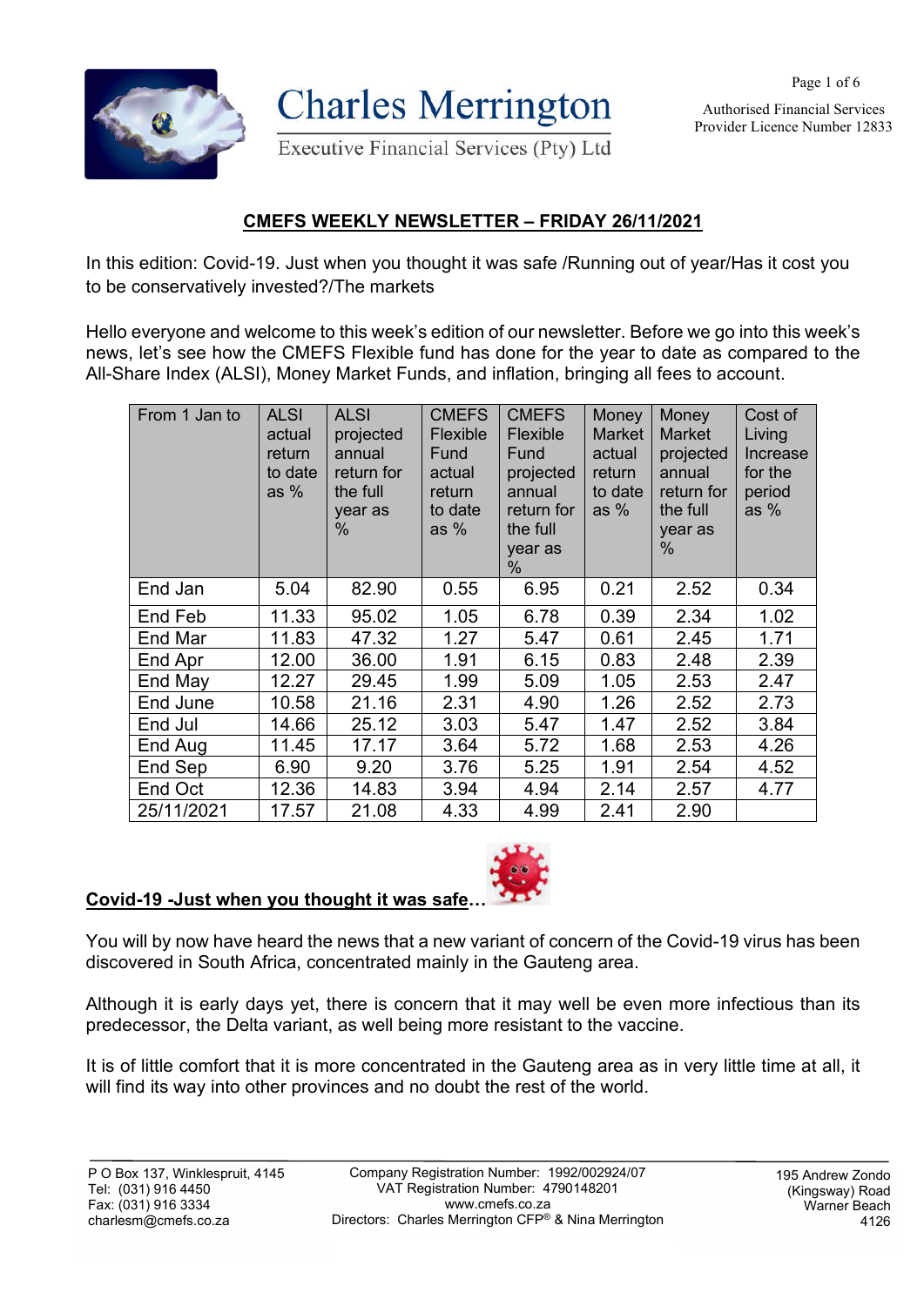# Charles Merrington

Executive Financial Services (Pty) Ltd

Authorised Financial Services Provider Licence Number 12833

## CMEFS WEEKLY NEWSLETTER – FRIDAY 26/11/2021

In this edition: Covid-19. Just when you thought it was safe /Running out of year/Has it cost you to be conservatively invested?/The markets

Hello everyone and welcome to this week's edition of our newsletter. Before we go into this week's news, let's see how the CMEFS Flexible fund has done for the year to date as compared to the All-Share Index (ALSI), Money Market Funds, and inflation, bringing all fees to account.

| From 1 Jan to | ALSI actual return to date as % | ALSI projected annual return for the full year as % | CMEFS Flexible Fund actual return to date as % | CMEFS Flexible Fund projected annual return for the full year as % | Money Market actual return to date as % | Money Market projected annual return for the full year as % | Cost of Living Increase for the period as % |
|---|---|---|---|---|---|---|---|
| End Jan | 5.04 | 82.90 | 0.55 | 6.95 | 0.21 | 2.52 | 0.34 |
| End Feb | 11.33 | 95.02 | 1.05 | 6.78 | 0.39 | 2.34 | 1.02 |
| End Mar | 11.83 | 47.32 | 1.27 | 5.47 | 0.61 | 2.45 | 1.71 |
| End Apr | 12.00 | 36.00 | 1.91 | 6.15 | 0.83 | 2.48 | 2.39 |
| End May | 12.27 | 29.45 | 1.99 | 5.09 | 1.05 | 2.53 | 2.47 |
| End June | 10.58 | 21.16 | 2.31 | 4.90 | 1.26 | 2.52 | 2.73 |
| End Jul | 14.66 | 25.12 | 3.03 | 5.47 | 1.47 | 2.52 | 3.84 |
| End Aug | 11.45 | 17.17 | 3.64 | 5.72 | 1.68 | 2.53 | 4.26 |
| End Sep | 6.90 | 9.20 | 3.76 | 5.25 | 1.91 | 2.54 | 4.52 |
| End Oct | 12.36 | 14.83 | 3.94 | 4.94 | 2.14 | 2.57 | 4.77 |
| 25/11/2021 | 17.57 | 21.08 | 4.33 | 4.99 | 2.41 | 2.90 | |

### Covid-19 -Just when you thought it was safe…

You will by now have heard the news that a new variant of concern of the Covid-19 virus has been discovered in South Africa, concentrated mainly in the Gauteng area.

Although it is early days yet, there is concern that it may well be even more infectious than its predecessor, the Delta variant, as well being more resistant to the vaccine.

It is of little comfort that it is more concentrated in the Gauteng area as in very little time at all, it will find its way into other provinces and no doubt the rest of the world.

P O Box 137, Winklespruit, 4145
Tel: (031) 916 4450
Fax: (031) 916 3334
charlesm@cmefs.co.za

Company Registration Number: 1992/002924/07
VAT Registration Number: 4790148201
www.cmefs.co.za
Directors: Charles Merrington CFP® & Nina Merrington

195 Andrew Zondo (Kingsway) Road
Warner Beach
4126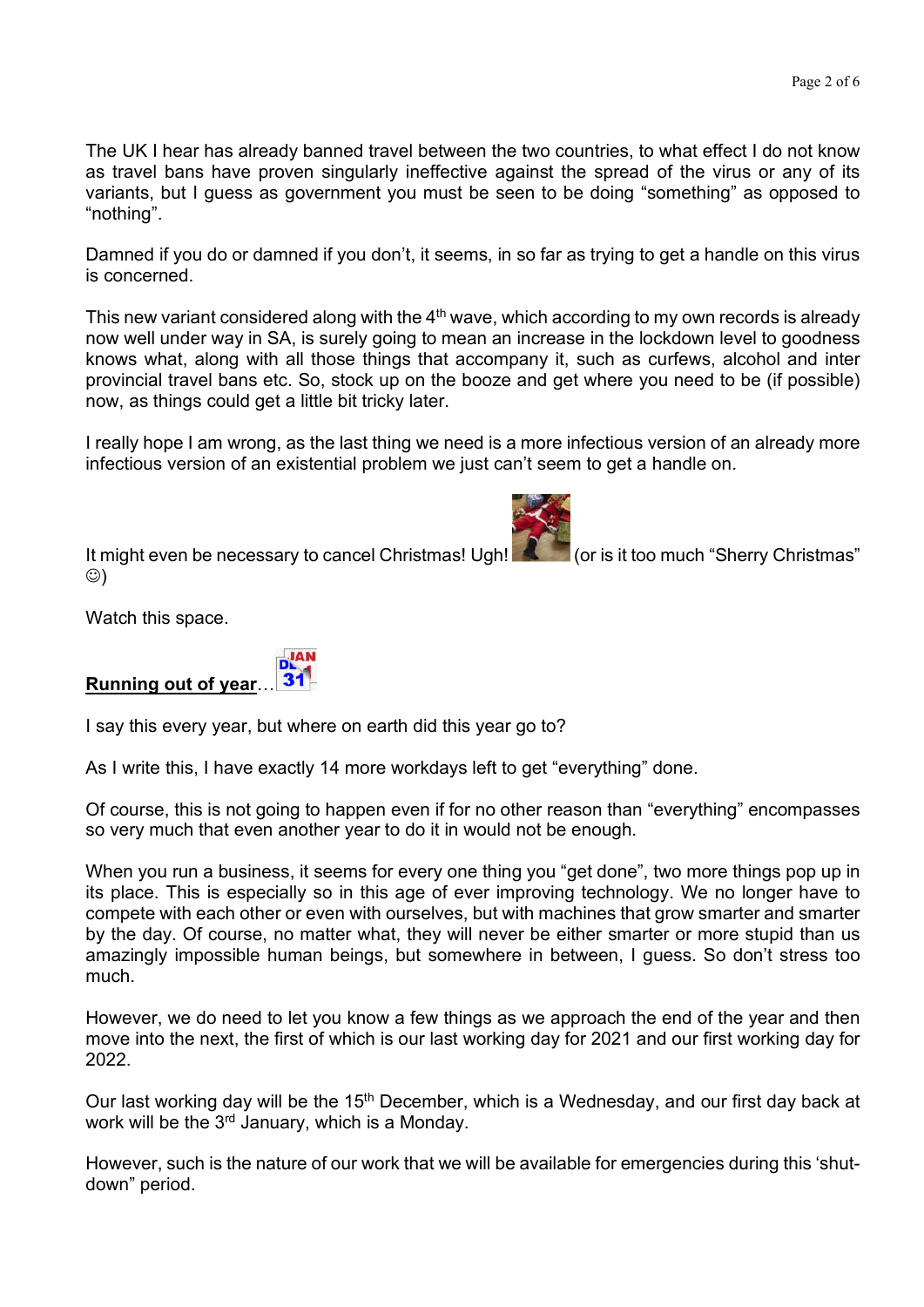The UK I hear has already banned travel between the two countries, to what effect I do not know as travel bans have proven singularly ineffective against the spread of the virus or any of its variants, but I guess as government you must be seen to be doing "something" as opposed to "nothing".

Damned if you do or damned if you don't, it seems, in so far as trying to get a handle on this virus is concerned.

This new variant considered along with the 4th wave, which according to my own records is already now well under way in SA, is surely going to mean an increase in the lockdown level to goodness knows what, along with all those things that accompany it, such as curfews, alcohol and inter provincial travel bans etc. So, stock up on the booze and get where you need to be (if possible) now, as things could get a little bit tricky later.

I really hope I am wrong, as the last thing we need is a more infectious version of an already more infectious version of an existential problem we just can't seem to get a handle on.

It might even be necessary to cancel Christmas! Ugh! (or is it too much "Sherry Christmas" ☺)

Watch this space.

**Running out of year**…

I say this every year, but where on earth did this year go to?

As I write this, I have exactly 14 more workdays left to get "everything" done.

Of course, this is not going to happen even if for no other reason than "everything" encompasses so very much that even another year to do it in would not be enough.

When you run a business, it seems for every one thing you "get done", two more things pop up in its place. This is especially so in this age of ever improving technology. We no longer have to compete with each other or even with ourselves, but with machines that grow smarter and smarter by the day. Of course, no matter what, they will never be either smarter or more stupid than us amazingly impossible human beings, but somewhere in between, I guess. So don't stress too much.

However, we do need to let you know a few things as we approach the end of the year and then move into the next, the first of which is our last working day for 2021 and our first working day for 2022.

Our last working day will be the 15th December, which is a Wednesday, and our first day back at work will be the 3rd January, which is a Monday.

However, such is the nature of our work that we will be available for emergencies during this 'shut-down" period.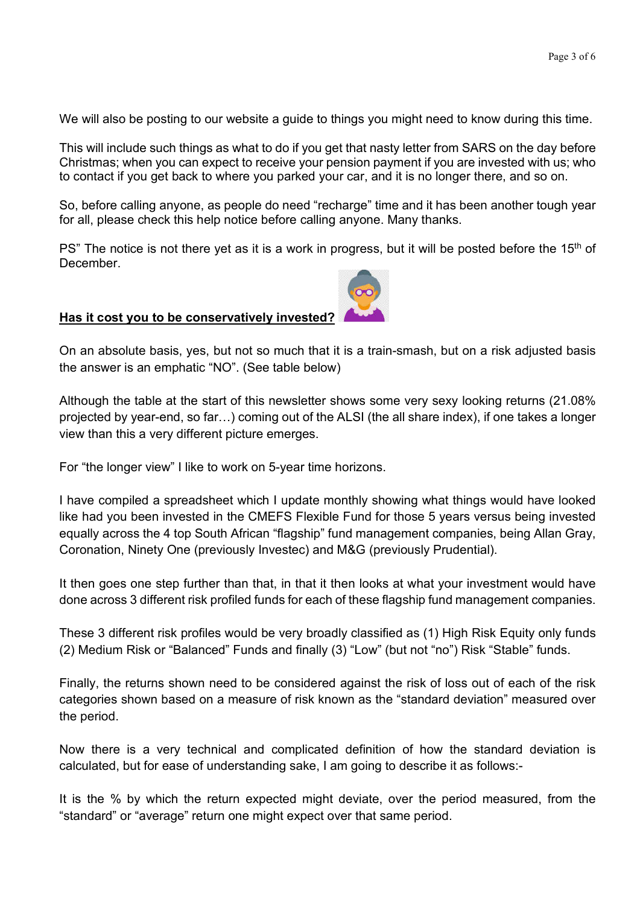We will also be posting to our website a guide to things you might need to know during this time.

This will include such things as what to do if you get that nasty letter from SARS on the day before Christmas; when you can expect to receive your pension payment if you are invested with us; who to contact if you get back to where you parked your car, and it is no longer there, and so on.

So, before calling anyone, as people do need "recharge" time and it has been another tough year for all, please check this help notice before calling anyone. Many thanks.

PS" The notice is not there yet as it is a work in progress, but it will be posted before the 15th of December.

**<u>Has it cost you to be conservatively invested?</u>**

On an absolute basis, yes, but not so much that it is a train-smash, but on a risk adjusted basis the answer is an emphatic "NO". (See table below)

Although the table at the start of this newsletter shows some very sexy looking returns (21.08% projected by year-end, so far…) coming out of the ALSI (the all share index), if one takes a longer view than this a very different picture emerges.

For "the longer view" I like to work on 5-year time horizons.

I have compiled a spreadsheet which I update monthly showing what things would have looked like had you been invested in the CMEFS Flexible Fund for those 5 years versus being invested equally across the 4 top South African "flagship" fund management companies, being Allan Gray, Coronation, Ninety One (previously Investec) and M&G (previously Prudential).

It then goes one step further than that, in that it then looks at what your investment would have done across 3 different risk profiled funds for each of these flagship fund management companies.

These 3 different risk profiles would be very broadly classified as (1) High Risk Equity only funds (2) Medium Risk or "Balanced" Funds and finally (3) "Low" (but not "no") Risk "Stable" funds.

Finally, the returns shown need to be considered against the risk of loss out of each of the risk categories shown based on a measure of risk known as the "standard deviation" measured over the period.

Now there is a very technical and complicated definition of how the standard deviation is calculated, but for ease of understanding sake, I am going to describe it as follows:-

It is the % by which the return expected might deviate, over the period measured, from the "standard" or "average" return one might expect over that same period.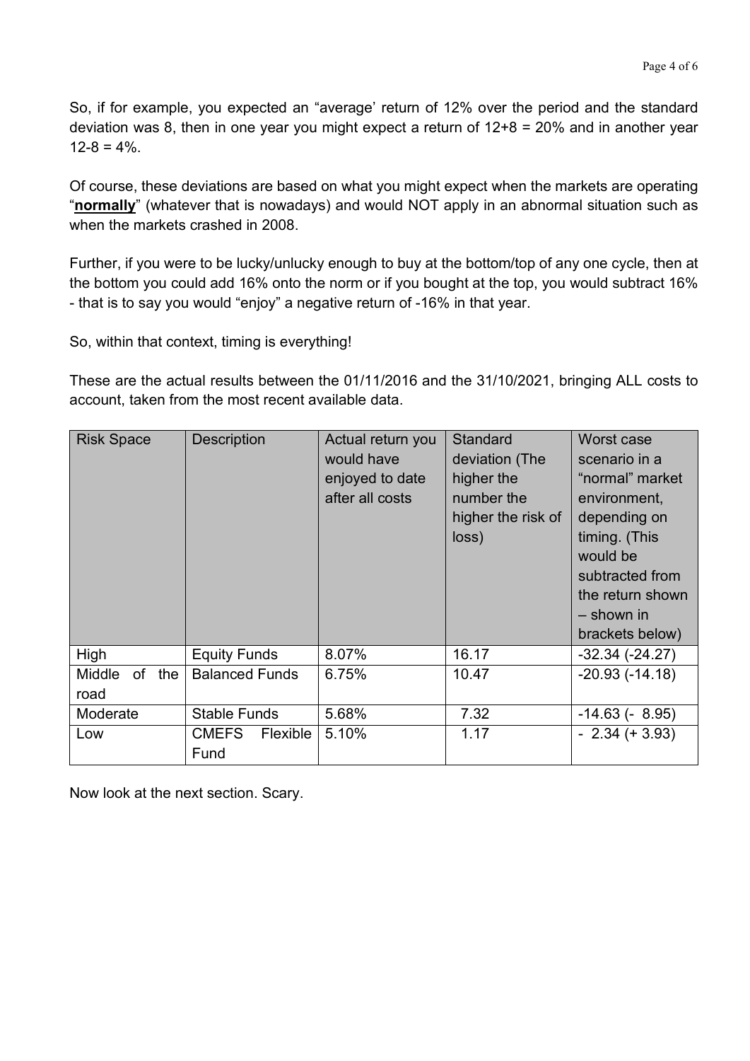So, if for example, you expected an "average' return of 12% over the period and the standard deviation was 8, then in one year you might expect a return of 12+8 = 20% and in another year 12-8 = 4%.

Of course, these deviations are based on what you might expect when the markets are operating "**<u>normally</u>**" (whatever that is nowadays) and would NOT apply in an abnormal situation such as when the markets crashed in 2008.

Further, if you were to be lucky/unlucky enough to buy at the bottom/top of any one cycle, then at the bottom you could add 16% onto the norm or if you bought at the top, you would subtract 16% - that is to say you would "enjoy" a negative return of -16% in that year.

So, within that context, timing is everything!

These are the actual results between the 01/11/2016 and the 31/10/2021, bringing ALL costs to account, taken from the most recent available data.

| Risk Space | Description | Actual return you would have enjoyed to date after all costs | Standard deviation (The higher the number the higher the risk of loss) | Worst case scenario in a "normal" market environment, depending on timing. (This would be subtracted from the return shown – shown in brackets below) |
|---|---|---|---|---|
| High | Equity Funds | 8.07% | 16.17 | -32.34 (-24.27) |
| Middle of the road | Balanced Funds | 6.75% | 10.47 | -20.93 (-14.18) |
| Moderate | Stable Funds | 5.68% | 7.32 | -14.63 (- 8.95) |
| Low | CMEFS Flexible Fund | 5.10% | 1.17 | - 2.34 (+ 3.93) |

Now look at the next section. Scary.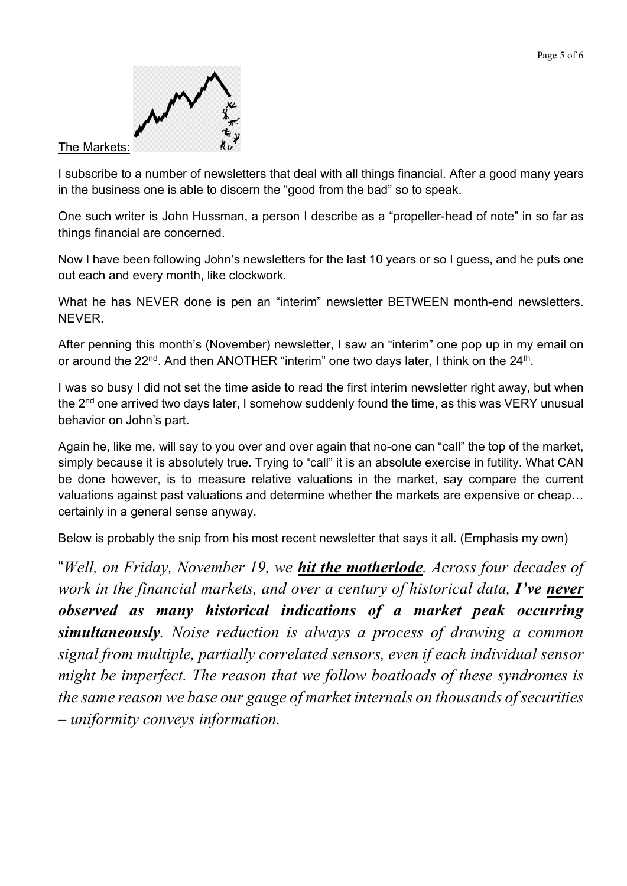<u>The Markets:</u>

I subscribe to a number of newsletters that deal with all things financial. After a good many years in the business one is able to discern the "good from the bad" so to speak.

One such writer is John Hussman, a person I describe as a "propeller-head of note" in so far as things financial are concerned.

Now I have been following John's newsletters for the last 10 years or so I guess, and he puts one out each and every month, like clockwork.

What he has NEVER done is pen an "interim" newsletter BETWEEN month-end newsletters. NEVER.

After penning this month's (November) newsletter, I saw an "interim" one pop up in my email on or around the 22nd. And then ANOTHER "interim" one two days later, I think on the 24th.

I was so busy I did not set the time aside to read the first interim newsletter right away, but when the 2nd one arrived two days later, I somehow suddenly found the time, as this was VERY unusual behavior on John's part.

Again he, like me, will say to you over and over again that no-one can "call" the top of the market, simply because it is absolutely true. Trying to "call" it is an absolute exercise in futility. What CAN be done however, is to measure relative valuations in the market, say compare the current valuations against past valuations and determine whether the markets are expensive or cheap… certainly in a general sense anyway.

Below is probably the snip from his most recent newsletter that says it all. (Emphasis my own)

"*Well, on Friday, November 19, we* ***<u>hit the motherlode</u>****. Across four decades of work in the financial markets, and over a century of historical data,* ***I've <u>never</u> observed as many historical indications of a market peak occurring simultaneously****. Noise reduction is always a process of drawing a common signal from multiple, partially correlated sensors, even if each individual sensor might be imperfect. The reason that we follow boatloads of these syndromes is the same reason we base our gauge of market internals on thousands of securities – uniformity conveys information.*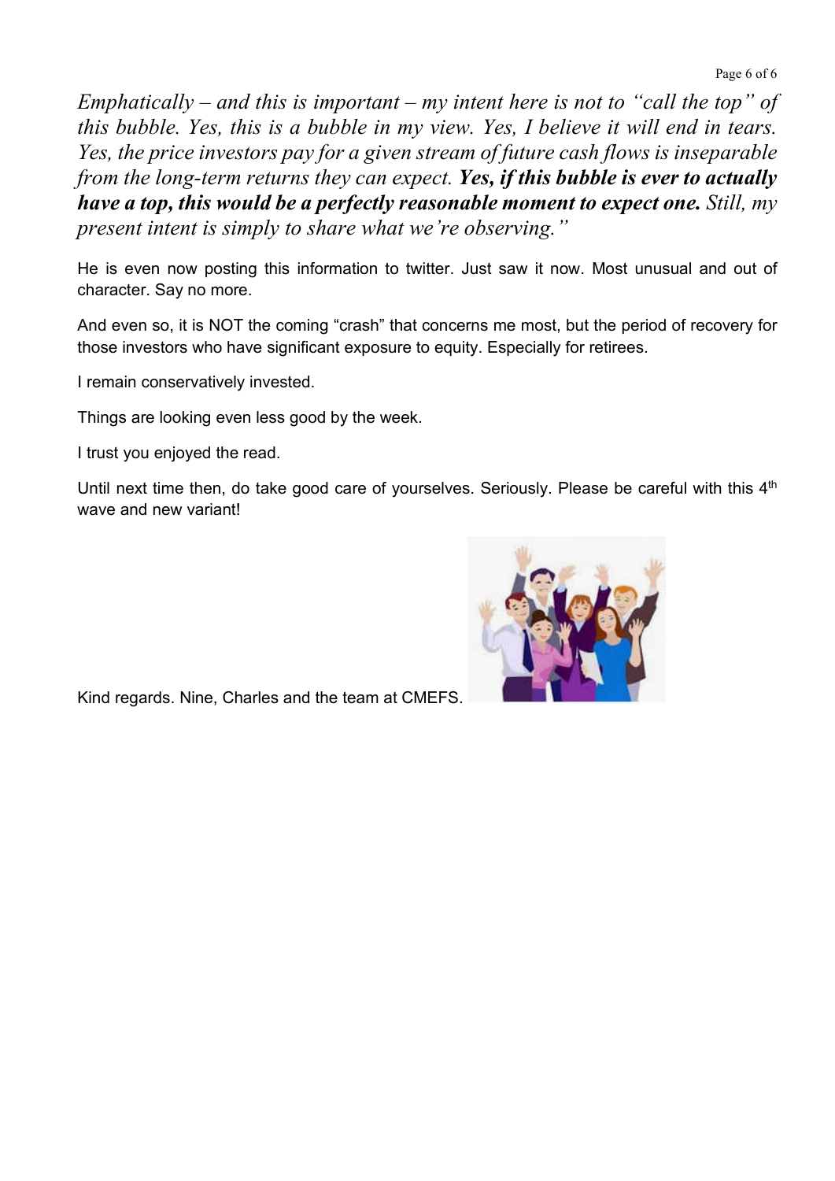*Emphatically – and this is important – my intent here is not to "call the top" of this bubble. Yes, this is a bubble in my view. Yes, I believe it will end in tears. Yes, the price investors pay for a given stream of future cash flows is inseparable from the long-term returns they can expect.* ***Yes, if this bubble is ever to actually have a top, this would be a perfectly reasonable moment to expect one.*** *Still, my present intent is simply to share what we're observing."*

He is even now posting this information to twitter. Just saw it now. Most unusual and out of character. Say no more.

And even so, it is NOT the coming "crash" that concerns me most, but the period of recovery for those investors who have significant exposure to equity. Especially for retirees.

I remain conservatively invested.

Things are looking even less good by the week.

I trust you enjoyed the read.

Until next time then, do take good care of yourselves. Seriously. Please be careful with this 4th wave and new variant!

Kind regards. Nine, Charles and the team at CMEFS.